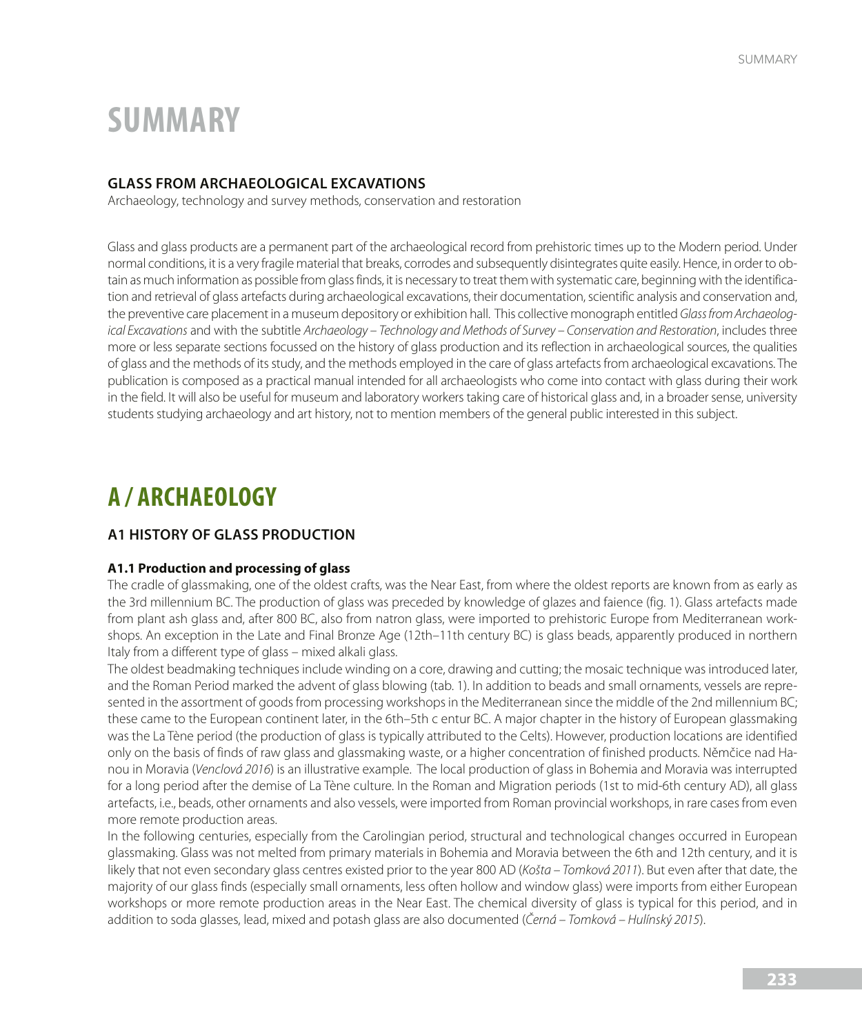# SUMMARY

### GLASS FROM ARCHAEOLOGICAL EXCAVATIONS

Archaeology, technology and survey methods, conservation and restoration

Glass and glass products are a permanent part of the archaeological record from prehistoric times up to the Modern period. Under normal conditions, it is a very fragile material that breaks, corrodes and subsequently disintegrates quite easily. Hence, in order to obtain as much information as possible from glass finds, it is necessary to treat them with systematic care, beginning with the identification and retrieval of glass artefacts during archaeological excavations, their documentation, scientific analysis and conservation and, the preventive care placement in a museum depository or exhibition hall. This collective monograph entitled *Glass from Archaeological Excavations* and with the subtitle *Archaeology – Technology and Methods of Survey – Conservation and Restoration*, includes three more or less separate sections focussed on the history of glass production and its reflection in archaeological sources, the qualities of glass and the methods of its study, and the methods employed in the care of glass artefacts from archaeological excavations. The publication is composed as a practical manual intended for all archaeologists who come into contact with glass during their work in the field. It will also be useful for museum and laboratory workers taking care of historical glass and, in a broader sense, university students studying archaeology and art history, not to mention members of the general public interested in this subject.

# A / ARCHAEOLOGY

## A1 HISTORY OF GLASS PRODUCTION

### A1.1 Production and processing of glass

The cradle of glassmaking, one of the oldest crafts, was the Near East, from where the oldest reports are known from as early as the 3rd millennium BC. The production of glass was preceded by knowledge of glazes and faience (fig. 1). Glass artefacts made from plant ash glass and, after 800 BC, also from natron glass, were imported to prehistoric Europe from Mediterranean workshops. An exception in the Late and Final Bronze Age (12th–11th century BC) is glass beads, apparently produced in northern Italy from a different type of glass – mixed alkali glass.

The oldest beadmaking techniques include winding on a core, drawing and cutting; the mosaic technique was introduced later, and the Roman Period marked the advent of glass blowing (tab. 1). In addition to beads and small ornaments, vessels are represented in the assortment of goods from processing workshops in the Mediterranean since the middle of the 2nd millennium BC; these came to the European continent later, in the 6th–5th c entur BC. A major chapter in the history of European glassmaking was the La Tène period (the production of glass is typically attributed to the Celts). However, production locations are identified only on the basis of finds of raw glass and glassmaking waste, or a higher concentration of finished products. Němčice nad Hanou in Moravia (*Venclová 2016*) is an illustrative example. The local production of glass in Bohemia and Moravia was interrupted for a long period after the demise of La Tène culture. In the Roman and Migration periods (1st to mid-6th century AD), all glass artefacts, i.e., beads, other ornaments and also vessels, were imported from Roman provincial workshops, in rare cases from even more remote production areas.

In the following centuries, especially from the Carolingian period, structural and technological changes occurred in European glassmaking. Glass was not melted from primary materials in Bohemia and Moravia between the 6th and 12th century, and it is likely that not even secondary glass centres existed prior to the year 800 AD (*Košta – Tomková 2011*). But even after that date, the majority of our glass finds (especially small ornaments, less often hollow and window glass) were imports from either European workshops or more remote production areas in the Near East. The chemical diversity of glass is typical for this period, and in addition to soda glasses, lead, mixed and potash glass are also documented (*Černá – Tomková – Hulínský 2015*).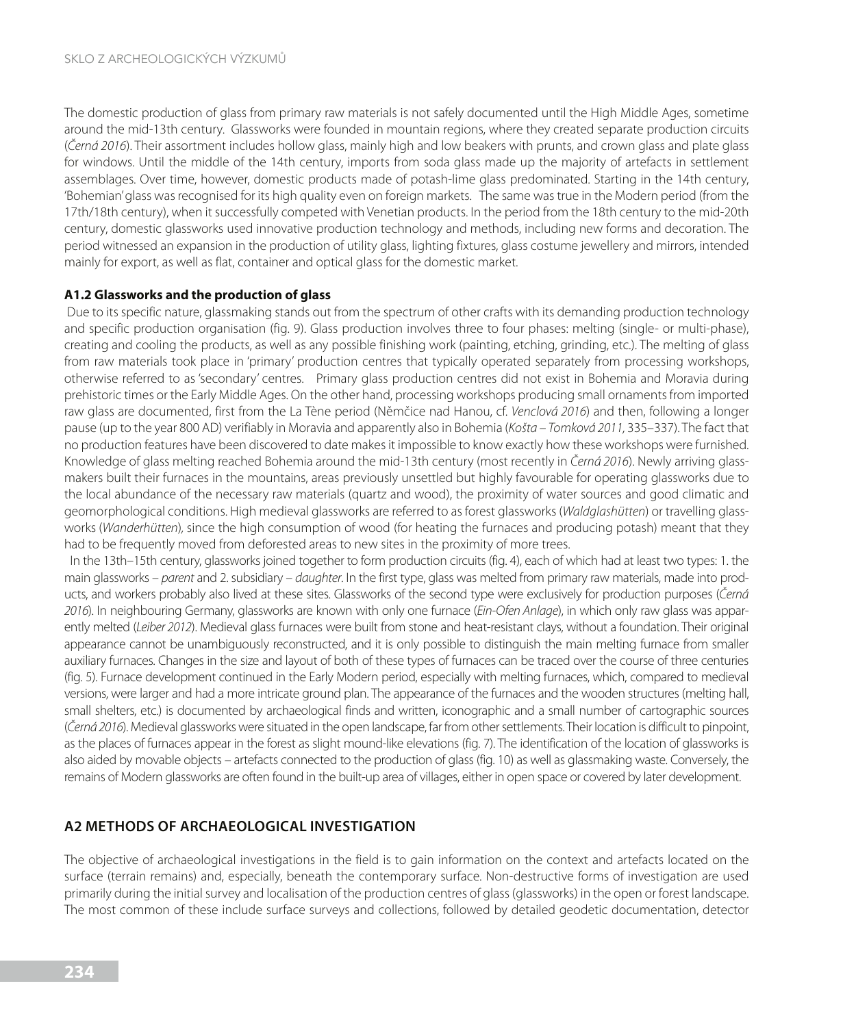The domestic production of glass from primary raw materials is not safely documented until the High Middle Ages, sometime around the mid-13th century. Glassworks were founded in mountain regions, where they created separate production circuits (*Černá 2016*). Their assortment includes hollow glass, mainly high and low beakers with prunts, and crown glass and plate glass for windows. Until the middle of the 14th century, imports from soda glass made up the majority of artefacts in settlement assemblages. Over time, however, domestic products made of potash-lime glass predominated. Starting in the 14th century, 'Bohemian' glass was recognised for its high quality even on foreign markets. The same was true in the Modern period (from the 17th/18th century), when it successfully competed with Venetian products. In the period from the 18th century to the mid-20th century, domestic glassworks used innovative production technology and methods, including new forms and decoration. The period witnessed an expansion in the production of utility glass, lighting fixtures, glass costume jewellery and mirrors, intended mainly for export, as well as flat, container and optical glass for the domestic market.

### A1.2 Glassworks and the production of glass

Due to its specific nature, glassmaking stands out from the spectrum of other crafts with its demanding production technology and specific production organisation (fig. 9). Glass production involves three to four phases: melting (single- or multi-phase), creating and cooling the products, as well as any possible finishing work (painting, etching, grinding, etc.). The melting of glass from raw materials took place in 'primary' production centres that typically operated separately from processing workshops, otherwise referred to as 'secondary' centres. Primary glass production centres did not exist in Bohemia and Moravia during prehistoric times or the Early Middle Ages. On the other hand, processing workshops producing small ornaments from imported raw glass are documented, first from the La Tène period (Němčice nad Hanou, cf. *Venclová 2016*) and then, following a longer pause (up to the year 800 AD) verifiably in Moravia and apparently also in Bohemia (*Košta – Tomková 2011*, 335–337). The fact that no production features have been discovered to date makes it impossible to know exactly how these workshops were furnished. Knowledge of glass melting reached Bohemia around the mid-13th century (most recently in *Černá 2016*). Newly arriving glass-makers built their furnaces in the mountains, areas previously unsettled but highly favourable for operating glassworks due to the local abundance of the necessary raw materials (quartz and wood), the proximity of water sources and good climatic and geomorphological conditions. High medieval glassworks are referred to as forest glassworks (*Waldglashütten*) or travelling glassworks (*Wanderhütten*), since the high consumption of wood (for heating the furnaces and producing potash) meant that they had to be frequently moved from deforested areas to new sites in the proximity of more trees.

In the 13th–15th century, glassworks joined together to form production circuits (fig. 4), each of which had at least two types: 1. the main glassworks – *parent* and 2. subsidiary – *daughter*. In the first type, glass was melted from primary raw materials, made into products, and workers probably also lived at these sites. Glassworks of the second type were exclusively for production purposes (*Černá 2016*). In neighbouring Germany, glassworks are known with only one furnace (*Ein-Ofen Anlage*), in which only raw glass was apparently melted (*Leiber 2012*). Medieval glass furnaces were built from stone and heat-resistant clays, without a foundation. Their original appearance cannot be unambiguously reconstructed, and it is only possible to distinguish the main melting furnace from smaller auxiliary furnaces. Changes in the size and layout of both of these types of furnaces can be traced over the course of three centuries (fig. 5). Furnace development continued in the Early Modern period, especially with melting furnaces, which, compared to medieval versions, were larger and had a more intricate ground plan. The appearance of the furnaces and the wooden structures (melting hall, small shelters, etc.) is documented by archaeological finds and written, iconographic and a small number of cartographic sources (*Černá 2016*). Medieval glassworks were situated in the open landscape, far from other settlements. Their location is difficult to pinpoint, as the places of furnaces appear in the forest as slight mound-like elevations (fig. 7). The identification of the location of glassworks is also aided by movable objects – artefacts connected to the production of glass (fig. 10) as well as glassmaking waste. Conversely, the remains of Modern glassworks are often found in the built-up area of villages, either in open space or covered by later development.

## A2 METHODS OF ARCHAEOLOGICAL INVESTIGATION

The objective of archaeological investigations in the field is to gain information on the context and artefacts located on the surface (terrain remains) and, especially, beneath the contemporary surface. Non-destructive forms of investigation are used primarily during the initial survey and localisation of the production centres of glass (glassworks) in the open or forest landscape. The most common of these include surface surveys and collections, followed by detailed geodetic documentation, detector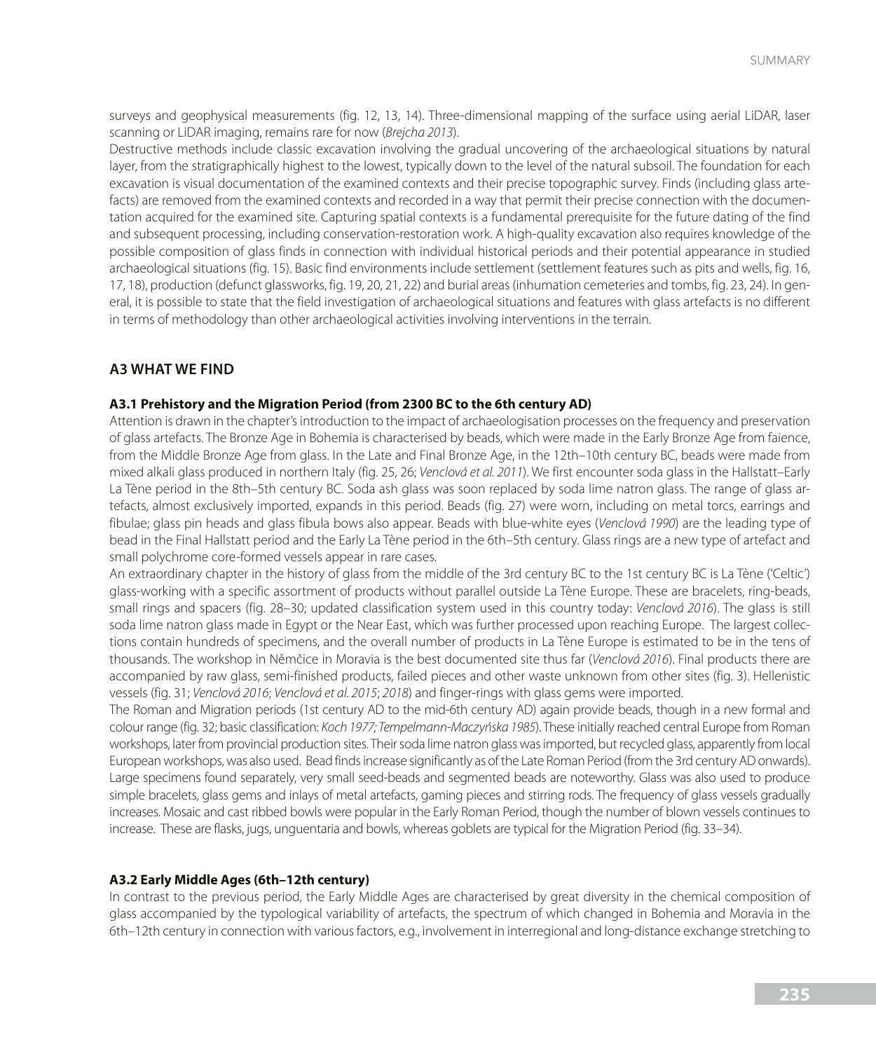surveys and geophysical measurements (fig. 12, 13, 14). Three-dimensional mapping of the surface using aerial LiDAR, laser scanning or LiDAR imaging, remains rare for now (*Brejcha 2013*).

Destructive methods include classic excavation involving the gradual uncovering of the archaeological situations by natural layer, from the stratigraphically highest to the lowest, typically down to the level of the natural subsoil. The foundation for each excavation is visual documentation of the examined contexts and their precise topographic survey. Finds (including glass artefacts) are removed from the examined contexts and recorded in a way that permit their precise connection with the documentation acquired for the examined site. Capturing spatial contexts is a fundamental prerequisite for the future dating of the find and subsequent processing, including conservation-restoration work. A high-quality excavation also requires knowledge of the possible composition of glass finds in connection with individual historical periods and their potential appearance in studied archaeological situations (fig. 15). Basic find environments include settlement (settlement features such as pits and wells, fig. 16, 17, 18), production (defunct glassworks, fig. 19, 20, 21, 22) and burial areas (inhumation cemeteries and tombs, fig. 23, 24). In general, it is possible to state that the field investigation of archaeological situations and features with glass artefacts is no different in terms of methodology than other archaeological activities involving interventions in the terrain.

## A3 WHAT WE FIND

### A3.1 Prehistory and the Migration Period (from 2300 BC to the 6th century AD)

Attention is drawn in the chapter's introduction to the impact of archaeologisation processes on the frequency and preservation of glass artefacts. The Bronze Age in Bohemia is characterised by beads, which were made in the Early Bronze Age from faience, from the Middle Bronze Age from glass. In the Late and Final Bronze Age, in the 12th–10th century BC, beads were made from mixed alkali glass produced in northern Italy (fig. 25, 26; *Venclová et al. 2011*). We first encounter soda glass in the Hallstatt–Early La Tène period in the 8th–5th century BC. Soda ash glass was soon replaced by soda lime natron glass. The range of glass artefacts, almost exclusively imported, expands in this period. Beads (fig. 27) were worn, including on metal torcs, earrings and fibulae; glass pin heads and glass fibula bows also appear. Beads with blue-white eyes (*Venclová 1990*) are the leading type of bead in the Final Hallstatt period and the Early La Tène period in the 6th–5th century. Glass rings are a new type of artefact and small polychrome core-formed vessels appear in rare cases.

An extraordinary chapter in the history of glass from the middle of the 3rd century BC to the 1st century BC is La Tène ('Celtic') glass-working with a specific assortment of products without parallel outside La Tène Europe. These are bracelets, ring-beads, small rings and spacers (fig. 28–30; updated classification system used in this country today: *Venclová 2016*). The glass is still soda lime natron glass made in Egypt or the Near East, which was further processed upon reaching Europe. The largest collections contain hundreds of specimens, and the overall number of products in La Tène Europe is estimated to be in the tens of thousands. The workshop in Němčice in Moravia is the best documented site thus far (*Venclová 2016*). Final products there are accompanied by raw glass, semi-finished products, failed pieces and other waste unknown from other sites (fig. 3). Hellenistic vessels (fig. 31; *Venclová 2016*; *Venclová et al. 2015*; *2018*) and finger-rings with glass gems were imported.

The Roman and Migration periods (1st century AD to the mid-6th century AD) again provide beads, though in a new formal and colour range (fig. 32; basic classification: *Koch 1977; Tempelmann-Maczyńska 1985*). These initially reached central Europe from Roman workshops, later from provincial production sites. Their soda lime natron glass was imported, but recycled glass, apparently from local European workshops, was also used. Bead finds increase significantly as of the Late Roman Period (from the 3rd century AD onwards). Large specimens found separately, very small seed-beads and segmented beads are noteworthy. Glass was also used to produce simple bracelets, glass gems and inlays of metal artefacts, gaming pieces and stirring rods. The frequency of glass vessels gradually increases. Mosaic and cast ribbed bowls were popular in the Early Roman Period, though the number of blown vessels continues to increase. These are flasks, jugs, unguentaria and bowls, whereas goblets are typical for the Migration Period (fig. 33–34).

### A3.2 Early Middle Ages (6th–12th century)

In contrast to the previous period, the Early Middle Ages are characterised by great diversity in the chemical composition of glass accompanied by the typological variability of artefacts, the spectrum of which changed in Bohemia and Moravia in the 6th–12th century in connection with various factors, e.g., involvement in interregional and long-distance exchange stretching to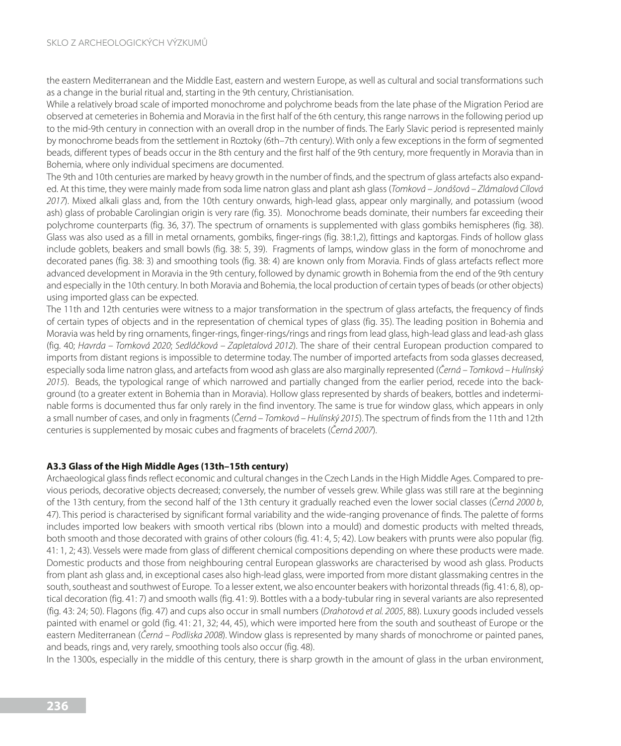the eastern Mediterranean and the Middle East, eastern and western Europe, as well as cultural and social transformations such as a change in the burial ritual and, starting in the 9th century, Christianisation.

While a relatively broad scale of imported monochrome and polychrome beads from the late phase of the Migration Period are observed at cemeteries in Bohemia and Moravia in the first half of the 6th century, this range narrows in the following period up to the mid-9th century in connection with an overall drop in the number of finds. The Early Slavic period is represented mainly by monochrome beads from the settlement in Roztoky (6th–7th century). With only a few exceptions in the form of segmented beads, different types of beads occur in the 8th century and the first half of the 9th century, more frequently in Moravia than in Bohemia, where only individual specimens are documented.

The 9th and 10th centuries are marked by heavy growth in the number of finds, and the spectrum of glass artefacts also expanded. At this time, they were mainly made from soda lime natron glass and plant ash glass (*Tomková – Jonášová – Zlámalová Cílová 2017*). Mixed alkali glass and, from the 10th century onwards, high-lead glass, appear only marginally, and potassium (wood ash) glass of probable Carolingian origin is very rare (fig. 35). Monochrome beads dominate, their numbers far exceeding their polychrome counterparts (fig. 36, 37). The spectrum of ornaments is supplemented with glass gombiks hemispheres (fig. 38). Glass was also used as a fill in metal ornaments, gombiks, finger-rings (fig. 38:1,2), fittings and kaptorgas. Finds of hollow glass include goblets, beakers and small bowls (fig. 38: 5, 39). Fragments of lamps, window glass in the form of monochrome and decorated panes (fig. 38: 3) and smoothing tools (fig. 38: 4) are known only from Moravia. Finds of glass artefacts reflect more advanced development in Moravia in the 9th century, followed by dynamic growth in Bohemia from the end of the 9th century and especially in the 10th century. In both Moravia and Bohemia, the local production of certain types of beads (or other objects) using imported glass can be expected.

The 11th and 12th centuries were witness to a major transformation in the spectrum of glass artefacts, the frequency of finds of certain types of objects and in the representation of chemical types of glass (fig. 35). The leading position in Bohemia and Moravia was held by ring ornaments, finger-rings, finger-rings/rings and rings from lead glass, high-lead glass and lead-ash glass (fig. 40; *Havrda – Tomková 2020*; *Sedláčková – Zapletalová 2012*). The share of their central European production compared to imports from distant regions is impossible to determine today. The number of imported artefacts from soda glasses decreased, especially soda lime natron glass, and artefacts from wood ash glass are also marginally represented (*Černá – Tomková – Hulínský 2015*). Beads, the typological range of which narrowed and partially changed from the earlier period, recede into the background (to a greater extent in Bohemia than in Moravia). Hollow glass represented by shards of beakers, bottles and indeterminable forms is documented thus far only rarely in the find inventory. The same is true for window glass, which appears in only a small number of cases, and only in fragments (*Černá – Tomková – Hulínský 2015*). The spectrum of finds from the 11th and 12th centuries is supplemented by mosaic cubes and fragments of bracelets (*Černá 2007*).

### A3.3 Glass of the High Middle Ages (13th–15th century)

Archaeological glass finds reflect economic and cultural changes in the Czech Lands in the High Middle Ages. Compared to previous periods, decorative objects decreased; conversely, the number of vessels grew. While glass was still rare at the beginning of the 13th century, from the second half of the 13th century it gradually reached even the lower social classes (*Černá 2000 b*, 47). This period is characterised by significant formal variability and the wide-ranging provenance of finds. The palette of forms includes imported low beakers with smooth vertical ribs (blown into a mould) and domestic products with melted threads, both smooth and those decorated with grains of other colours (fig. 41: 4, 5; 42). Low beakers with prunts were also popular (fig. 41: 1, 2; 43). Vessels were made from glass of different chemical compositions depending on where these products were made. Domestic products and those from neighbouring central European glassworks are characterised by wood ash glass. Products from plant ash glass and, in exceptional cases also high-lead glass, were imported from more distant glassmaking centres in the south, southeast and southwest of Europe. To a lesser extent, we also encounter beakers with horizontal threads (fig. 41: 6, 8), optical decoration (fig. 41: 7) and smooth walls (fig. 41: 9). Bottles with a a body-tubular ring in several variants are also represented (fig. 43: 24; 50). Flagons (fig. 47) and cups also occur in small numbers (*Drahotová et al. 2005*, 88). Luxury goods included vessels painted with enamel or gold (fig. 41: 21, 32; 44, 45), which were imported here from the south and southeast of Europe or the eastern Mediterranean (*Černá – Podliska 2008*). Window glass is represented by many shards of monochrome or painted panes, and beads, rings and, very rarely, smoothing tools also occur (fig. 48).

In the 1300s, especially in the middle of this century, there is sharp growth in the amount of glass in the urban environment,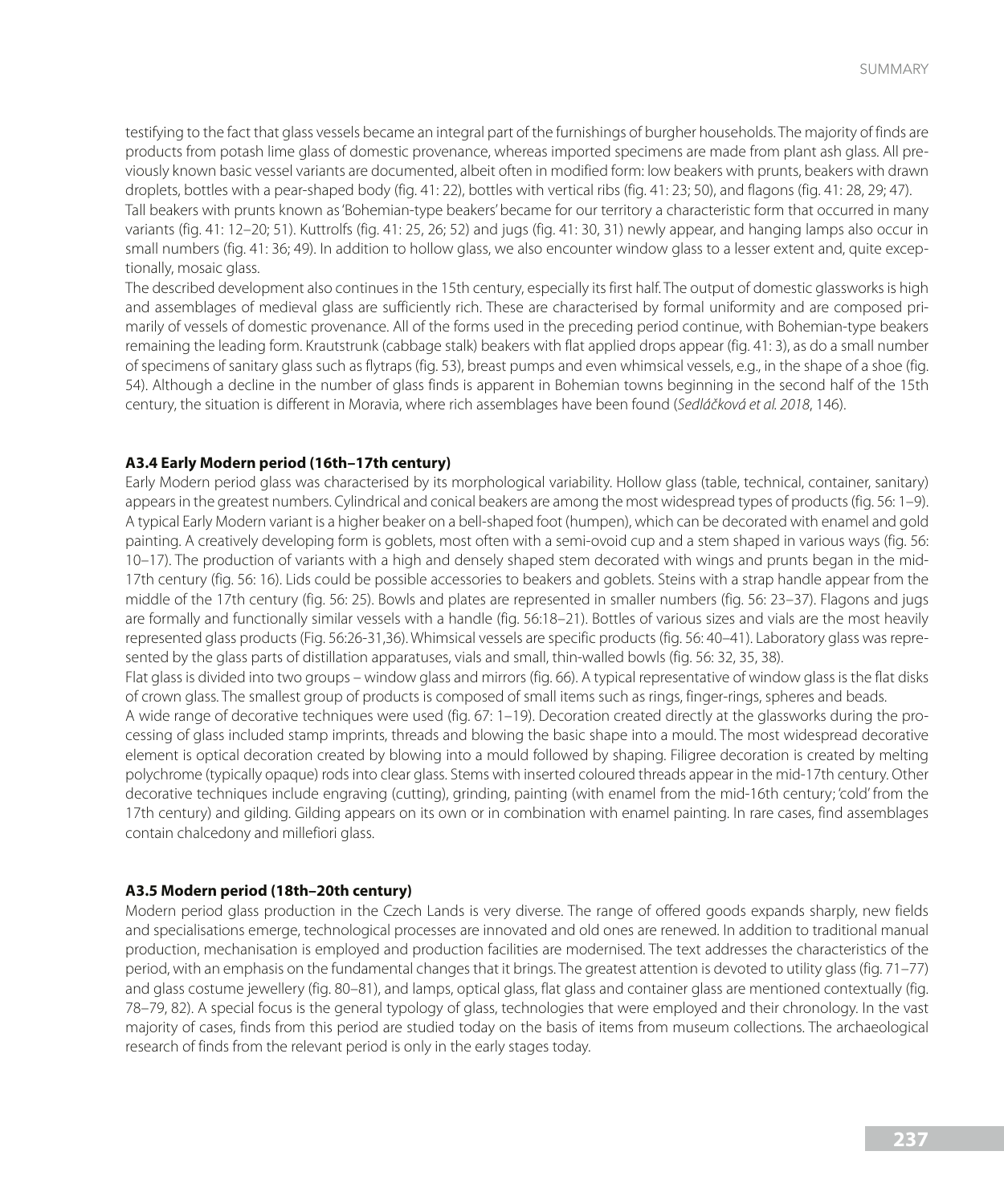testifying to the fact that glass vessels became an integral part of the furnishings of burgher households. The majority of finds are products from potash lime glass of domestic provenance, whereas imported specimens are made from plant ash glass. All previously known basic vessel variants are documented, albeit often in modified form: low beakers with prunts, beakers with drawn droplets, bottles with a pear-shaped body (fig. 41: 22), bottles with vertical ribs (fig. 41: 23; 50), and flagons (fig. 41: 28, 29; 47). Tall beakers with prunts known as 'Bohemian-type beakers' became for our territory a characteristic form that occurred in many variants (fig. 41: 12–20; 51). Kuttrolfs (fig. 41: 25, 26; 52) and jugs (fig. 41: 30, 31) newly appear, and hanging lamps also occur in small numbers (fig. 41: 36; 49). In addition to hollow glass, we also encounter window glass to a lesser extent and, quite exceptionally, mosaic glass.

The described development also continues in the 15th century, especially its first half. The output of domestic glassworks is high and assemblages of medieval glass are sufficiently rich. These are characterised by formal uniformity and are composed primarily of vessels of domestic provenance. All of the forms used in the preceding period continue, with Bohemian-type beakers remaining the leading form. Krautstrunk (cabbage stalk) beakers with flat applied drops appear (fig. 41: 3), as do a small number of specimens of sanitary glass such as flytraps (fig. 53), breast pumps and even whimsical vessels, e.g., in the shape of a shoe (fig. 54). Although a decline in the number of glass finds is apparent in Bohemian towns beginning in the second half of the 15th century, the situation is different in Moravia, where rich assemblages have been found (*Sedláčková et al. 2018*, 146).

### A3.4 Early Modern period (16th–17th century)

Early Modern period glass was characterised by its morphological variability. Hollow glass (table, technical, container, sanitary) appears in the greatest numbers. Cylindrical and conical beakers are among the most widespread types of products (fig. 56: 1–9). A typical Early Modern variant is a higher beaker on a bell-shaped foot (humpen), which can be decorated with enamel and gold painting. A creatively developing form is goblets, most often with a semi-ovoid cup and a stem shaped in various ways (fig. 56: 10–17). The production of variants with a high and densely shaped stem decorated with wings and prunts began in the mid-17th century (fig. 56: 16). Lids could be possible accessories to beakers and goblets. Steins with a strap handle appear from the middle of the 17th century (fig. 56: 25). Bowls and plates are represented in smaller numbers (fig. 56: 23–37). Flagons and jugs are formally and functionally similar vessels with a handle (fig. 56:18–21). Bottles of various sizes and vials are the most heavily represented glass products (Fig. 56:26-31,36). Whimsical vessels are specific products (fig. 56: 40–41). Laboratory glass was represented by the glass parts of distillation apparatuses, vials and small, thin-walled bowls (fig. 56: 32, 35, 38).

Flat glass is divided into two groups – window glass and mirrors (fig. 66). A typical representative of window glass is the flat disks of crown glass. The smallest group of products is composed of small items such as rings, finger-rings, spheres and beads.

A wide range of decorative techniques were used (fig. 67: 1–19). Decoration created directly at the glassworks during the processing of glass included stamp imprints, threads and blowing the basic shape into a mould. The most widespread decorative element is optical decoration created by blowing into a mould followed by shaping. Filigree decoration is created by melting polychrome (typically opaque) rods into clear glass. Stems with inserted coloured threads appear in the mid-17th century. Other decorative techniques include engraving (cutting), grinding, painting (with enamel from the mid-16th century; 'cold' from the 17th century) and gilding. Gilding appears on its own or in combination with enamel painting. In rare cases, find assemblages contain chalcedony and millefiori glass.

### A3.5 Modern period (18th–20th century)

Modern period glass production in the Czech Lands is very diverse. The range of offered goods expands sharply, new fields and specialisations emerge, technological processes are innovated and old ones are renewed. In addition to traditional manual production, mechanisation is employed and production facilities are modernised. The text addresses the characteristics of the period, with an emphasis on the fundamental changes that it brings. The greatest attention is devoted to utility glass (fig. 71–77) and glass costume jewellery (fig. 80–81), and lamps, optical glass, flat glass and container glass are mentioned contextually (fig. 78–79, 82). A special focus is the general typology of glass, technologies that were employed and their chronology. In the vast majority of cases, finds from this period are studied today on the basis of items from museum collections. The archaeological research of finds from the relevant period is only in the early stages today.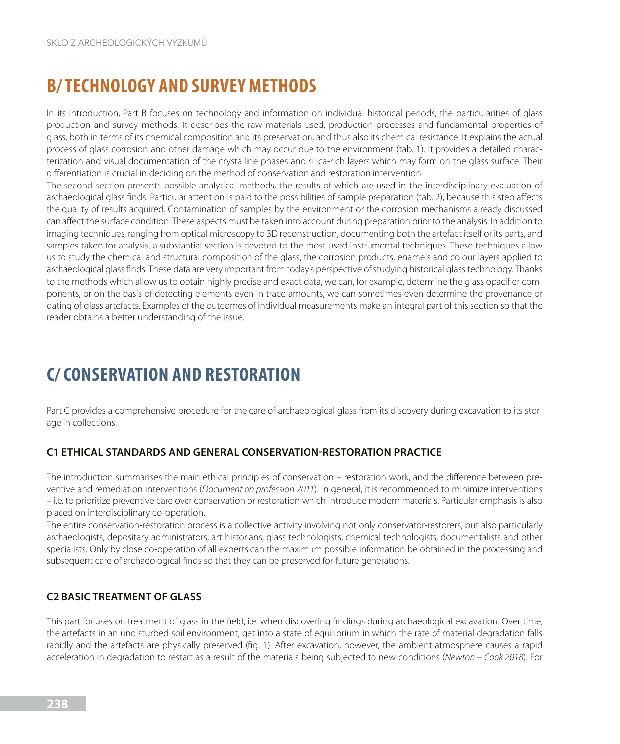# B/ TECHNOLOGY AND SURVEY METHODS

In its introduction, Part B focuses on technology and information on individual historical periods, the particularities of glass production and survey methods. It describes the raw materials used, production processes and fundamental properties of glass, both in terms of its chemical composition and its preservation, and thus also its chemical resistance. It explains the actual process of glass corrosion and other damage which may occur due to the environment (tab. 1). It provides a detailed characterization and visual documentation of the crystalline phases and silica-rich layers which may form on the glass surface. Their differentiation is crucial in deciding on the method of conservation and restoration intervention.

The second section presents possible analytical methods, the results of which are used in the interdisciplinary evaluation of archaeological glass finds. Particular attention is paid to the possibilities of sample preparation (tab. 2), because this step affects the quality of results acquired. Contamination of samples by the environment or the corrosion mechanisms already discussed can affect the surface condition. These aspects must be taken into account during preparation prior to the analysis. In addition to imaging techniques, ranging from optical microscopy to 3D reconstruction, documenting both the artefact itself or its parts, and samples taken for analysis, a substantial section is devoted to the most used instrumental techniques. These techniques allow us to study the chemical and structural composition of the glass, the corrosion products, enamels and colour layers applied to archaeological glass finds. These data are very important from today's perspective of studying historical glass technology. Thanks to the methods which allow us to obtain highly precise and exact data, we can, for example, determine the glass opacifier components, or on the basis of detecting elements even in trace amounts, we can sometimes even determine the provenance or dating of glass artefacts. Examples of the outcomes of individual measurements make an integral part of this section so that the reader obtains a better understanding of the issue.

# C/ CONSERVATION AND RESTORATION

Part C provides a comprehensive procedure for the care of archaeological glass from its discovery during excavation to its storage in collections.

## C1 ETHICAL STANDARDS AND GENERAL CONSERVATION-RESTORATION PRACTICE

The introduction summarises the main ethical principles of conservation – restoration work, and the difference between preventive and remediation interventions (*Document on profession 2011*). In general, it is recommended to minimize interventions – i.e. to prioritize preventive care over conservation or restoration which introduce modern materials. Particular emphasis is also placed on interdisciplinary co-operation.

The entire conservation-restoration process is a collective activity involving not only conservator-restorers, but also particularly archaeologists, depositary administrators, art historians, glass technologists, chemical technologists, documentalists and other specialists. Only by close co-operation of all experts can the maximum possible information be obtained in the processing and subsequent care of archaeological finds so that they can be preserved for future generations.

## C2 BASIC TREATMENT OF GLASS

This part focuses on treatment of glass in the field, i.e. when discovering findings during archaeological excavation. Over time, the artefacts in an undisturbed soil environment, get into a state of equilibrium in which the rate of material degradation falls rapidly and the artefacts are physically preserved (fig. 1). After excavation, however, the ambient atmosphere causes a rapid acceleration in degradation to restart as a result of the materials being subjected to new conditions (*Newton – Cook 2018*). For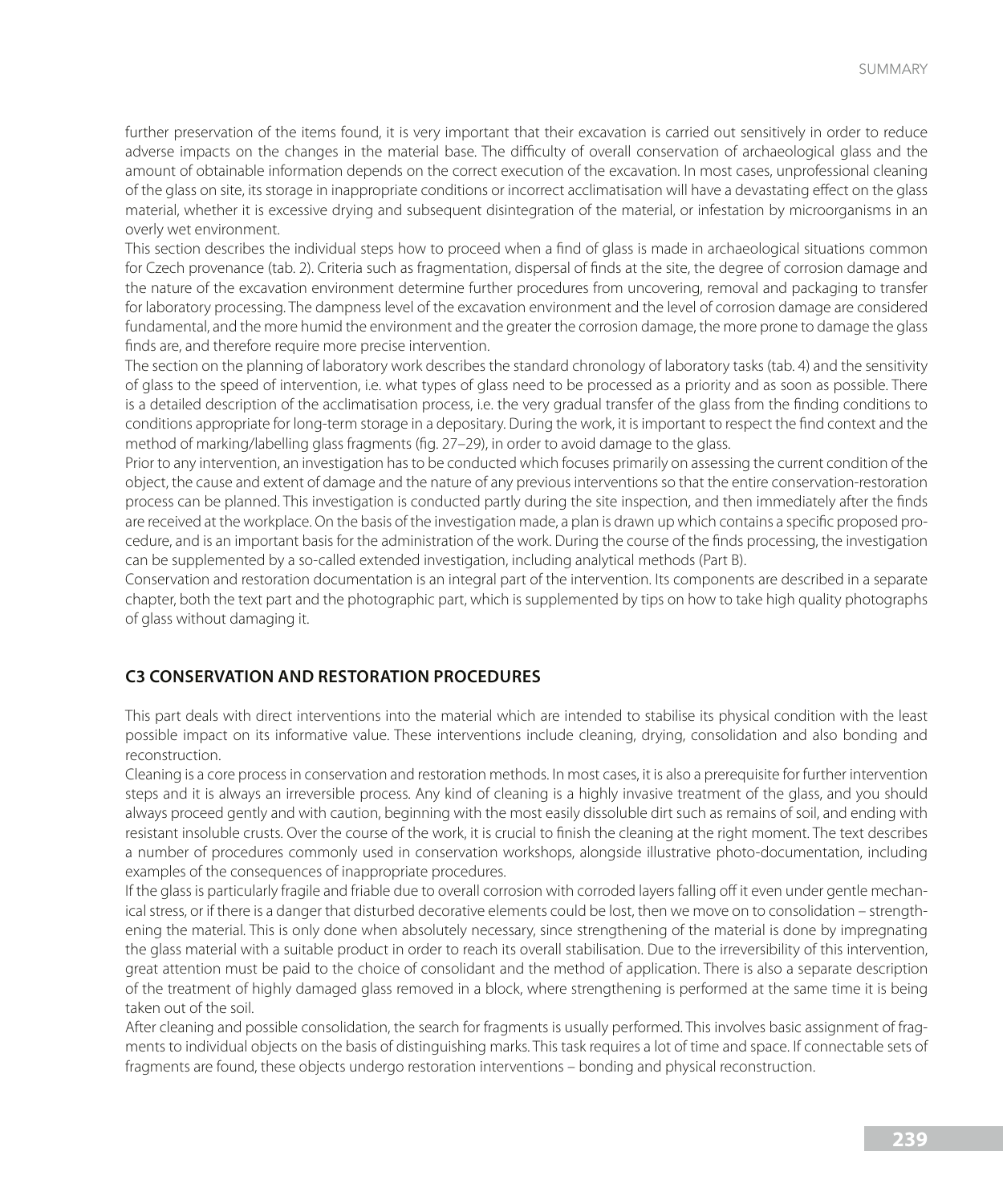further preservation of the items found, it is very important that their excavation is carried out sensitively in order to reduce adverse impacts on the changes in the material base. The difficulty of overall conservation of archaeological glass and the amount of obtainable information depends on the correct execution of the excavation. In most cases, unprofessional cleaning of the glass on site, its storage in inappropriate conditions or incorrect acclimatisation will have a devastating effect on the glass material, whether it is excessive drying and subsequent disintegration of the material, or infestation by microorganisms in an overly wet environment.

This section describes the individual steps how to proceed when a find of glass is made in archaeological situations common for Czech provenance (tab. 2). Criteria such as fragmentation, dispersal of finds at the site, the degree of corrosion damage and the nature of the excavation environment determine further procedures from uncovering, removal and packaging to transfer for laboratory processing. The dampness level of the excavation environment and the level of corrosion damage are considered fundamental, and the more humid the environment and the greater the corrosion damage, the more prone to damage the glass finds are, and therefore require more precise intervention.

The section on the planning of laboratory work describes the standard chronology of laboratory tasks (tab. 4) and the sensitivity of glass to the speed of intervention, i.e. what types of glass need to be processed as a priority and as soon as possible. There is a detailed description of the acclimatisation process, i.e. the very gradual transfer of the glass from the finding conditions to conditions appropriate for long-term storage in a depositary. During the work, it is important to respect the find context and the method of marking/labelling glass fragments (fig. 27–29), in order to avoid damage to the glass.

Prior to any intervention, an investigation has to be conducted which focuses primarily on assessing the current condition of the object, the cause and extent of damage and the nature of any previous interventions so that the entire conservation-restoration process can be planned. This investigation is conducted partly during the site inspection, and then immediately after the finds are received at the workplace. On the basis of the investigation made, a plan is drawn up which contains a specific proposed procedure, and is an important basis for the administration of the work. During the course of the finds processing, the investigation can be supplemented by a so-called extended investigation, including analytical methods (Part B).

Conservation and restoration documentation is an integral part of the intervention. Its components are described in a separate chapter, both the text part and the photographic part, which is supplemented by tips on how to take high quality photographs of glass without damaging it.

## C3 CONSERVATION AND RESTORATION PROCEDURES

This part deals with direct interventions into the material which are intended to stabilise its physical condition with the least possible impact on its informative value. These interventions include cleaning, drying, consolidation and also bonding and reconstruction.

Cleaning is a core process in conservation and restoration methods. In most cases, it is also a prerequisite for further intervention steps and it is always an irreversible process. Any kind of cleaning is a highly invasive treatment of the glass, and you should always proceed gently and with caution, beginning with the most easily dissoluble dirt such as remains of soil, and ending with resistant insoluble crusts. Over the course of the work, it is crucial to finish the cleaning at the right moment. The text describes a number of procedures commonly used in conservation workshops, alongside illustrative photo-documentation, including examples of the consequences of inappropriate procedures.

If the glass is particularly fragile and friable due to overall corrosion with corroded layers falling off it even under gentle mechanical stress, or if there is a danger that disturbed decorative elements could be lost, then we move on to consolidation – strengthening the material. This is only done when absolutely necessary, since strengthening of the material is done by impregnating the glass material with a suitable product in order to reach its overall stabilisation. Due to the irreversibility of this intervention, great attention must be paid to the choice of consolidant and the method of application. There is also a separate description of the treatment of highly damaged glass removed in a block, where strengthening is performed at the same time it is being taken out of the soil.

After cleaning and possible consolidation, the search for fragments is usually performed. This involves basic assignment of fragments to individual objects on the basis of distinguishing marks. This task requires a lot of time and space. If connectable sets of fragments are found, these objects undergo restoration interventions – bonding and physical reconstruction.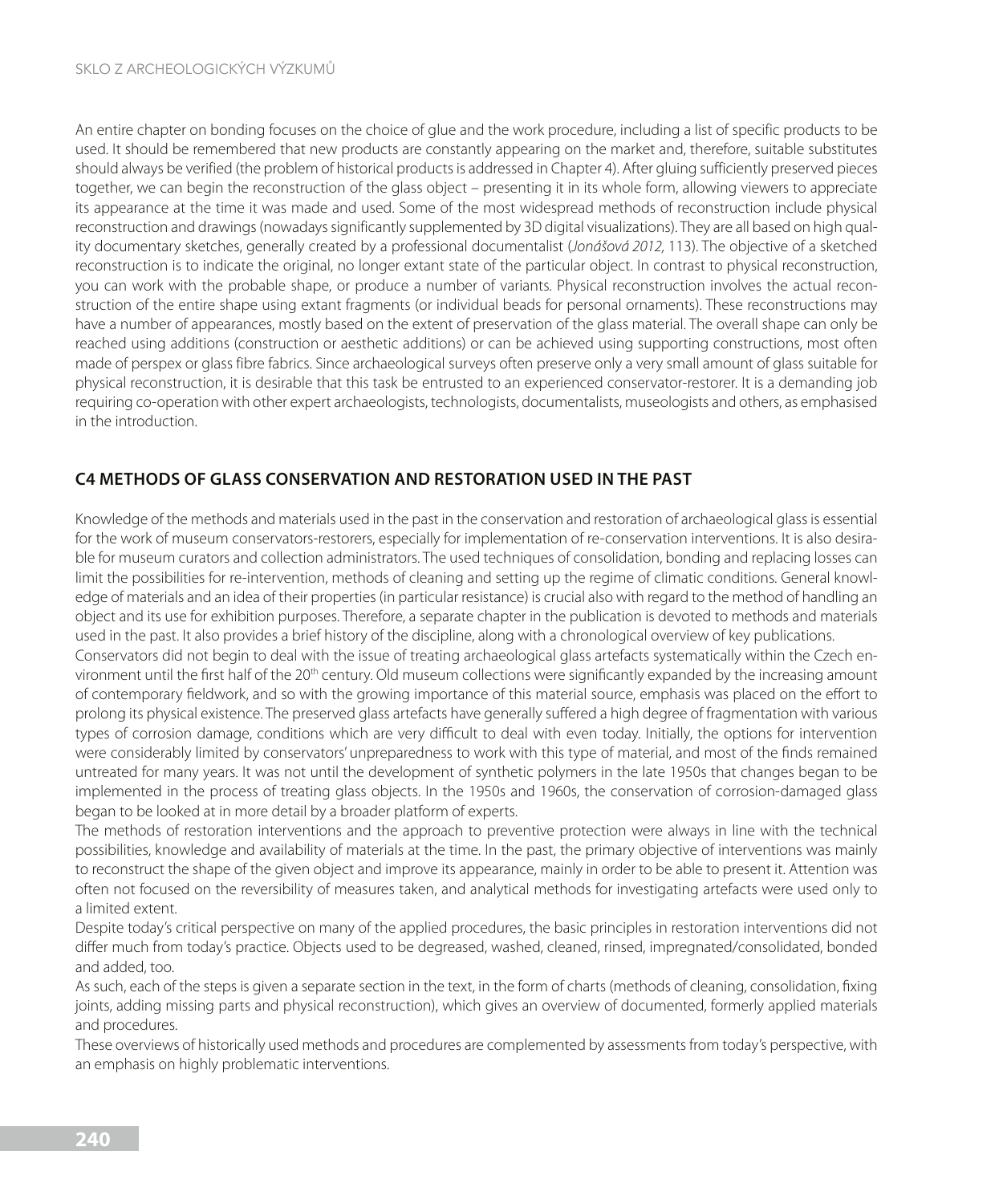An entire chapter on bonding focuses on the choice of glue and the work procedure, including a list of specific products to be used. It should be remembered that new products are constantly appearing on the market and, therefore, suitable substitutes should always be verified (the problem of historical products is addressed in Chapter 4). After gluing sufficiently preserved pieces together, we can begin the reconstruction of the glass object – presenting it in its whole form, allowing viewers to appreciate its appearance at the time it was made and used. Some of the most widespread methods of reconstruction include physical reconstruction and drawings (nowadays significantly supplemented by 3D digital visualizations). They are all based on high quality documentary sketches, generally created by a professional documentalist (*Jonášová 2012*, 113). The objective of a sketched reconstruction is to indicate the original, no longer extant state of the particular object. In contrast to physical reconstruction, you can work with the probable shape, or produce a number of variants. Physical reconstruction involves the actual reconstruction of the entire shape using extant fragments (or individual beads for personal ornaments). These reconstructions may have a number of appearances, mostly based on the extent of preservation of the glass material. The overall shape can only be reached using additions (construction or aesthetic additions) or can be achieved using supporting constructions, most often made of perspex or glass fibre fabrics. Since archaeological surveys often preserve only a very small amount of glass suitable for physical reconstruction, it is desirable that this task be entrusted to an experienced conservator-restorer. It is a demanding job requiring co-operation with other expert archaeologists, technologists, documentalists, museologists and others, as emphasised in the introduction.

## C4 METHODS OF GLASS CONSERVATION AND RESTORATION USED IN THE PAST

Knowledge of the methods and materials used in the past in the conservation and restoration of archaeological glass is essential for the work of museum conservators-restorers, especially for implementation of re-conservation interventions. It is also desirable for museum curators and collection administrators. The used techniques of consolidation, bonding and replacing losses can limit the possibilities for re-intervention, methods of cleaning and setting up the regime of climatic conditions. General knowledge of materials and an idea of their properties (in particular resistance) is crucial also with regard to the method of handling an object and its use for exhibition purposes. Therefore, a separate chapter in the publication is devoted to methods and materials used in the past. It also provides a brief history of the discipline, along with a chronological overview of key publications.

Conservators did not begin to deal with the issue of treating archaeological glass artefacts systematically within the Czech environment until the first half of the 20th century. Old museum collections were significantly expanded by the increasing amount of contemporary fieldwork, and so with the growing importance of this material source, emphasis was placed on the effort to prolong its physical existence. The preserved glass artefacts have generally suffered a high degree of fragmentation with various types of corrosion damage, conditions which are very difficult to deal with even today. Initially, the options for intervention were considerably limited by conservators' unpreparedness to work with this type of material, and most of the finds remained untreated for many years. It was not until the development of synthetic polymers in the late 1950s that changes began to be implemented in the process of treating glass objects. In the 1950s and 1960s, the conservation of corrosion-damaged glass began to be looked at in more detail by a broader platform of experts.

The methods of restoration interventions and the approach to preventive protection were always in line with the technical possibilities, knowledge and availability of materials at the time. In the past, the primary objective of interventions was mainly to reconstruct the shape of the given object and improve its appearance, mainly in order to be able to present it. Attention was often not focused on the reversibility of measures taken, and analytical methods for investigating artefacts were used only to a limited extent.

Despite today's critical perspective on many of the applied procedures, the basic principles in restoration interventions did not differ much from today's practice. Objects used to be degreased, washed, cleaned, rinsed, impregnated/consolidated, bonded and added, too.

As such, each of the steps is given a separate section in the text, in the form of charts (methods of cleaning, consolidation, fixing joints, adding missing parts and physical reconstruction), which gives an overview of documented, formerly applied materials and procedures.

These overviews of historically used methods and procedures are complemented by assessments from today's perspective, with an emphasis on highly problematic interventions.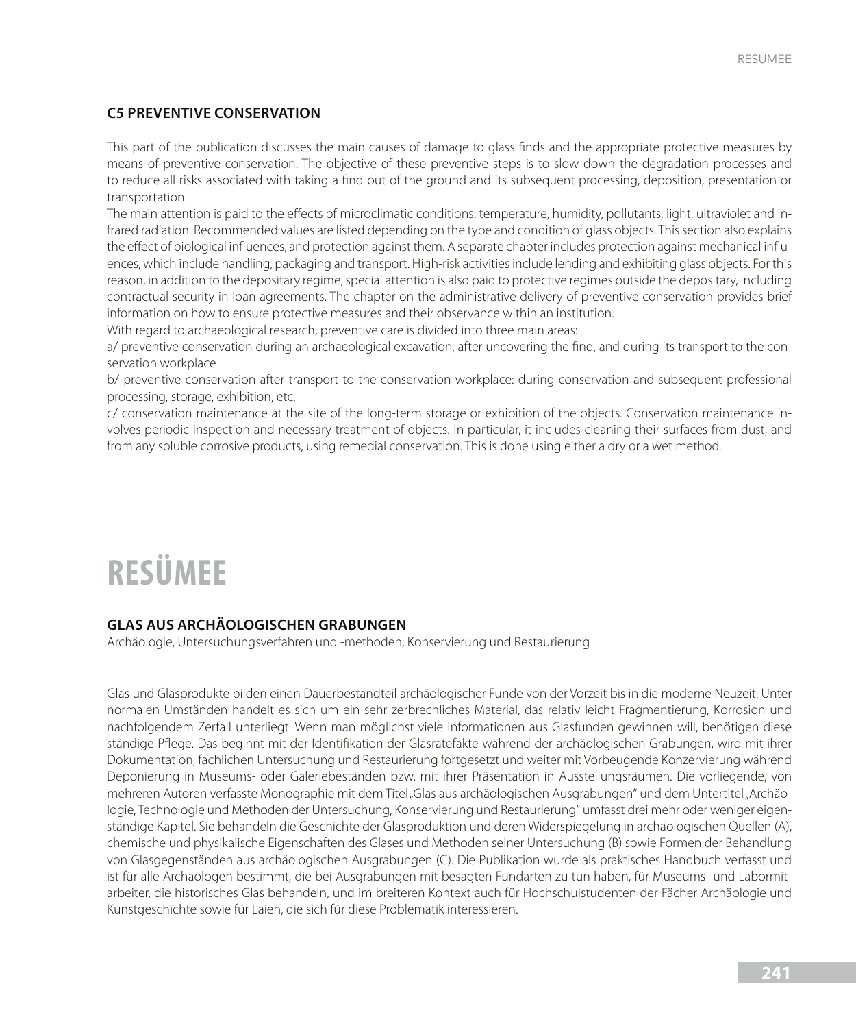## C5 PREVENTIVE CONSERVATION

This part of the publication discusses the main causes of damage to glass finds and the appropriate protective measures by means of preventive conservation. The objective of these preventive steps is to slow down the degradation processes and to reduce all risks associated with taking a find out of the ground and its subsequent processing, deposition, presentation or transportation.

The main attention is paid to the effects of microclimatic conditions: temperature, humidity, pollutants, light, ultraviolet and infrared radiation. Recommended values are listed depending on the type and condition of glass objects. This section also explains the effect of biological influences, and protection against them. A separate chapter includes protection against mechanical influences, which include handling, packaging and transport. High-risk activities include lending and exhibiting glass objects. For this reason, in addition to the depositary regime, special attention is also paid to protective regimes outside the depositary, including contractual security in loan agreements. The chapter on the administrative delivery of preventive conservation provides brief information on how to ensure protective measures and their observance within an institution.

With regard to archaeological research, preventive care is divided into three main areas:

a/ preventive conservation during an archaeological excavation, after uncovering the find, and during its transport to the conservation workplace

b/ preventive conservation after transport to the conservation workplace: during conservation and subsequent professional processing, storage, exhibition, etc.

c/ conservation maintenance at the site of the long-term storage or exhibition of the objects. Conservation maintenance involves periodic inspection and necessary treatment of objects. In particular, it includes cleaning their surfaces from dust, and from any soluble corrosive products, using remedial conservation. This is done using either a dry or a wet method.

# RESÜMEE

## GLAS AUS ARCHÄOLOGISCHEN GRABUNGEN

Archäologie, Untersuchungsverfahren und -methoden, Konservierung und Restaurierung

Glas und Glasprodukte bilden einen Dauerbestandteil archäologischer Funde von der Vorzeit bis in die moderne Neuzeit. Unter normalen Umständen handelt es sich um ein sehr zerbrechliches Material, das relativ leicht Fragmentierung, Korrosion und nachfolgendem Zerfall unterliegt. Wenn man möglichst viele Informationen aus Glasfunden gewinnen will, benötigen diese ständige Pflege. Das beginnt mit der Identifikation der Glasratefakte während der archäologischen Grabungen, wird mit ihrer Dokumentation, fachlichen Untersuchung und Restaurierung fortgesetzt und weiter mit Vorbeugende Konzervierung während Deponierung in Museums- oder Galeriebeständen bzw. mit ihrer Präsentation in Ausstellungsräumen. Die vorliegende, von mehreren Autoren verfasste Monographie mit dem Titel „Glas aus archäologischen Ausgrabungen" und dem Untertitel „Archäologie, Technologie und Methoden der Untersuchung, Konservierung und Restaurierung" umfasst drei mehr oder weniger eigenständige Kapitel. Sie behandeln die Geschichte der Glasproduktion und deren Widerspiegelung in archäologischen Quellen (A), chemische und physikalische Eigenschaften des Glases und Methoden seiner Untersuchung (B) sowie Formen der Behandlung von Glasgegenständen aus archäologischen Ausgrabungen (C). Die Publikation wurde als praktisches Handbuch verfasst und ist für alle Archäologen bestimmt, die bei Ausgrabungen mit besagten Fundarten zu tun haben, für Museums- und Labormitarbeiter, die historisches Glas behandeln, und im breiteren Kontext auch für Hochschulstudenten der Fächer Archäologie und Kunstgeschichte sowie für Laien, die sich für diese Problematik interessieren.